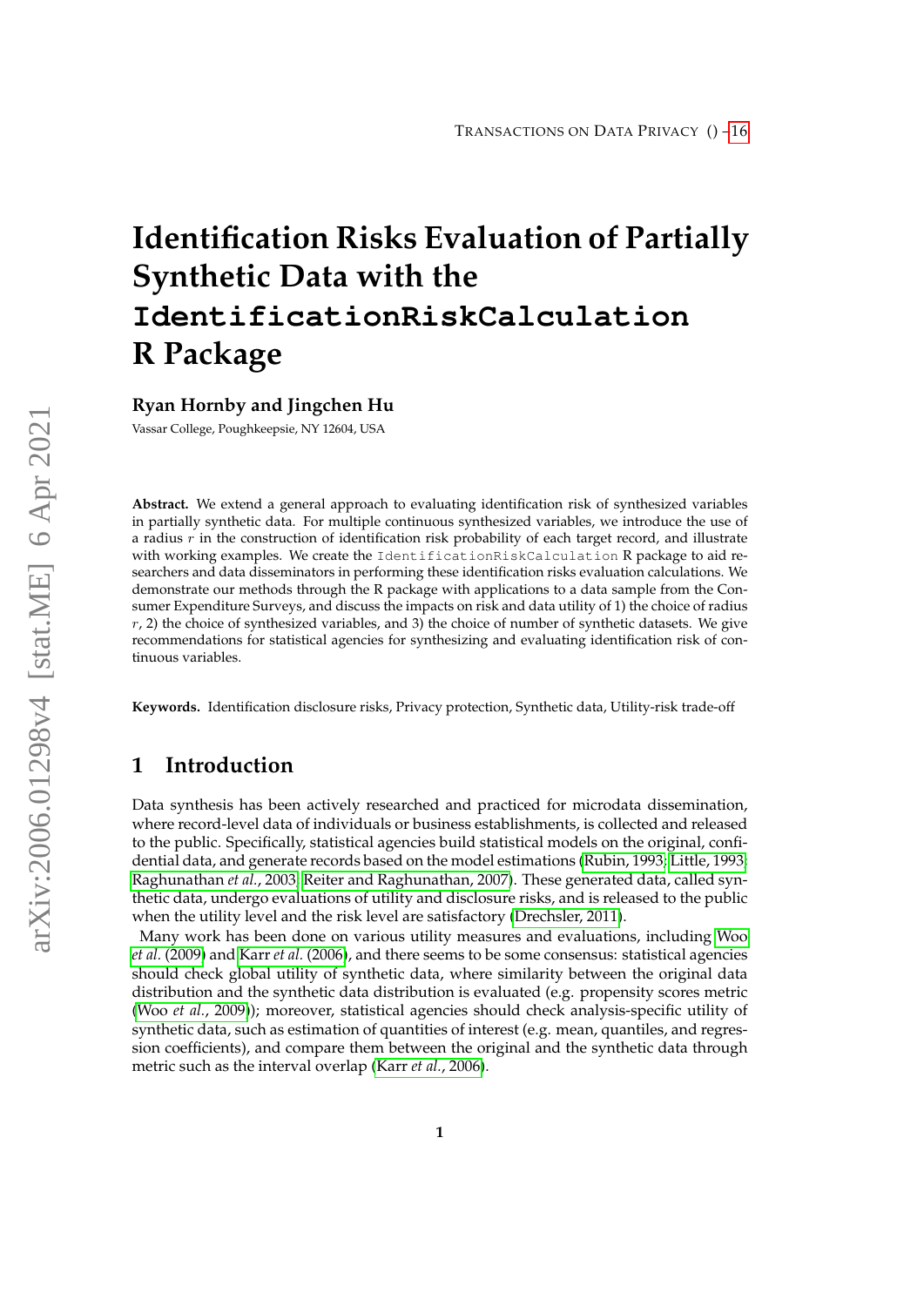# Identification Risks Evaluation of Partially Synthetic Data with the `IdentificationRiskCalculation` R Package

**Ryan Hornby and Jingchen Hu**

Vassar College, Poughkeepsie, NY 12604, USA

**Abstract.** We extend a general approach to evaluating identification risk of synthesized variables in partially synthetic data. For multiple continuous synthesized variables, we introduce the use of a radius $r$ in the construction of identification risk probability of each target record, and illustrate with working examples. We create the `IdentificationRiskCalculation` R package to aid researchers and data disseminators in performing these identification risks evaluation calculations. We demonstrate our methods through the R package with applications to a data sample from the Consumer Expenditure Surveys, and discuss the impacts on risk and data utility of 1) the choice of radius $r$, 2) the choice of synthesized variables, and 3) the choice of number of synthetic datasets. We give recommendations for statistical agencies for synthesizing and evaluating identification risk of continuous variables.

**Keywords.** Identification disclosure risks, Privacy protection, Synthetic data, Utility-risk trade-off

## 1 Introduction

Data synthesis has been actively researched and practiced for microdata dissemination, where record-level data of individuals or business establishments, is collected and released to the public. Specifically, statistical agencies build statistical models on the original, confidential data, and generate records based on the model estimations (Rubin, 1993; Little, 1993; Raghunathan *et al.*, 2003; Reiter and Raghunathan, 2007). These generated data, called synthetic data, undergo evaluations of utility and disclosure risks, and is released to the public when the utility level and the risk level are satisfactory (Drechsler, 2011).

Many work has been done on various utility measures and evaluations, including Woo *et al.* (2009) and Karr *et al.* (2006), and there seems to be some consensus: statistical agencies should check global utility of synthetic data, where similarity between the original data distribution and the synthetic data distribution is evaluated (e.g. propensity scores metric (Woo *et al.*, 2009)); moreover, statistical agencies should check analysis-specific utility of synthetic data, such as estimation of quantities of interest (e.g. mean, quantiles, and regression coefficients), and compare them between the original and the synthetic data through metric such as the interval overlap (Karr *et al.*, 2006).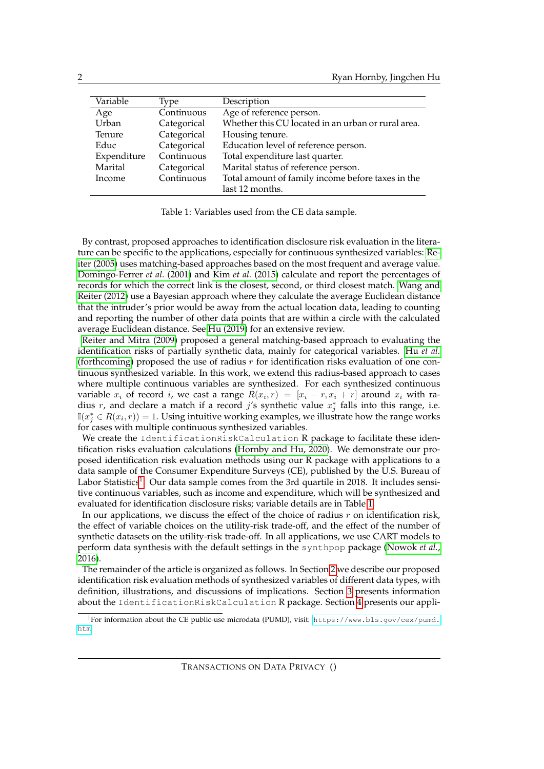| Variable | Type | Description |
| --- | --- | --- |
| Age | Continuous | Age of reference person. |
| Urban | Categorical | Whether this CU located in an urban or rural area. |
| Tenure | Categorical | Housing tenure. |
| Educ | Categorical | Education level of reference person. |
| Expenditure | Continuous | Total expenditure last quarter. |
| Marital | Categorical | Marital status of reference person. |
| Income | Continuous | Total amount of family income before taxes in the last 12 months. |

Table 1: Variables used from the CE data sample.

By contrast, proposed approaches to identification disclosure risk evaluation in the literature can be specific to the applications, especially for continuous synthesized variables: Reiter (2005) uses matching-based approaches based on the most frequent and average value. Domingo-Ferrer *et al.* (2001) and Kim *et al.* (2015) calculate and report the percentages of records for which the correct link is the closest, second, or third closest match. Wang and Reiter (2012) use a Bayesian approach where they calculate the average Euclidean distance that the intruder's prior would be away from the actual location data, leading to counting and reporting the number of other data points that are within a circle with the calculated average Euclidean distance. See Hu (2019) for an extensive review.

Reiter and Mitra (2009) proposed a general matching-based approach to evaluating the identification risks of partially synthetic data, mainly for categorical variables. Hu *et al.* (forthcoming) proposed the use of radius $r$ for identification risks evaluation of one continuous synthesized variable. In this work, we extend this radius-based approach to cases where multiple continuous variables are synthesized. For each synthesized continuous variable $x_i$ of record $i$, we cast a range $R(x_i, r) = [x_i - r, x_i + r]$ around $x_i$ with radius $r$, and declare a match if a record $j$'s synthetic value $x_j^*$ falls into this range, i.e. $\mathbb{I}(x_j^* \in R(x_i, r)) = 1$. Using intuitive working examples, we illustrate how the range works for cases with multiple continuous synthesized variables.

We create the `IdentificationRiskCalculation` R package to facilitate these identification risks evaluation calculations (Hornby and Hu, 2020). We demonstrate our proposed identification risk evaluation methods using our R package with applications to a data sample of the Consumer Expenditure Surveys (CE), published by the U.S. Bureau of Labor Statistics[1]. Our data sample comes from the 3rd quartile in 2018. It includes sensitive continuous variables, such as income and expenditure, which will be synthesized and evaluated for identification disclosure risks; variable details are in Table 1.

In our applications, we discuss the effect of the choice of radius $r$ on identification risk, the effect of variable choices on the utility-risk trade-off, and the effect of the number of synthetic datasets on the utility-risk trade-off. In all applications, we use CART models to perform data synthesis with the default settings in the `synthpop` package (Nowok *et al.*, 2016).

The remainder of the article is organized as follows. In Section 2 we describe our proposed identification risk evaluation methods of synthesized variables of different data types, with definition, illustrations, and discussions of implications. Section 3 presents information about the `IdentificationRiskCalculation` R package. Section 4 presents our appli-

[1]For information about the CE public-use microdata (PUMD), visit: `https://www.bls.gov/cex/pumd.htm`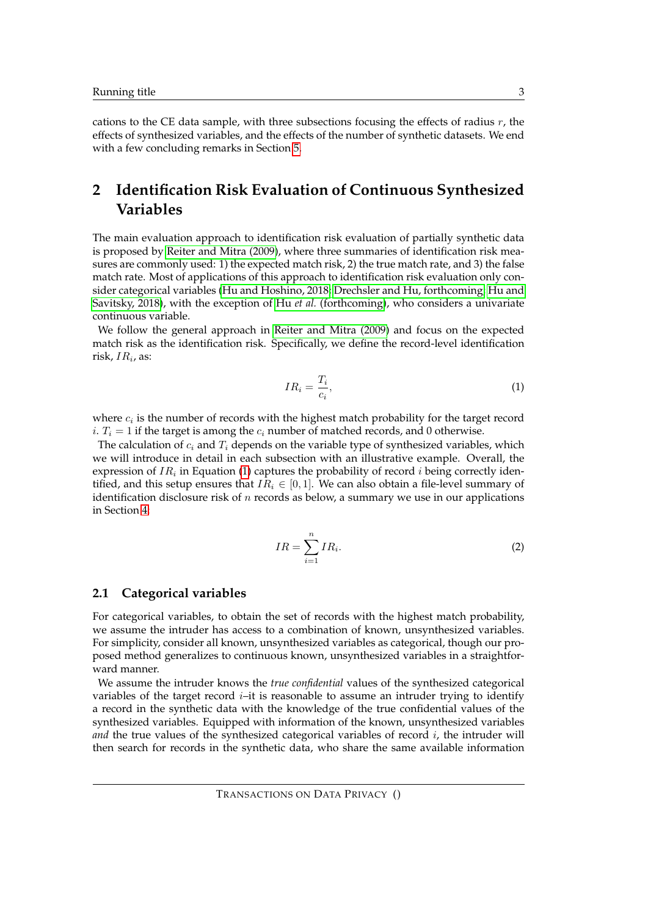cations to the CE data sample, with three subsections focusing the effects of radius $r$, the effects of synthesized variables, and the effects of the number of synthetic datasets. We end with a few concluding remarks in Section 5.

# 2 Identification Risk Evaluation of Continuous Synthesized Variables

The main evaluation approach to identification risk evaluation of partially synthetic data is proposed by Reiter and Mitra (2009), where three summaries of identification risk measures are commonly used: 1) the expected match risk, 2) the true match rate, and 3) the false match rate. Most of applications of this approach to identification risk evaluation only consider categorical variables (Hu and Hoshino, 2018; Drechsler and Hu, forthcoming; Hu and Savitsky, 2018), with the exception of Hu *et al.* (forthcoming), who considers a univariate continuous variable.

We follow the general approach in Reiter and Mitra (2009) and focus on the expected match risk as the identification risk. Specifically, we define the record-level identification risk, $IR_i$, as:

$$IR_i = \frac{T_i}{c_i}, \tag{1}$$

where $c_i$ is the number of records with the highest match probability for the target record $i$. $T_i = 1$ if the target is among the $c_i$ number of matched records, and 0 otherwise.

The calculation of $c_i$ and $T_i$ depends on the variable type of synthesized variables, which we will introduce in detail in each subsection with an illustrative example. Overall, the expression of $IR_i$ in Equation (1) captures the probability of record $i$ being correctly identified, and this setup ensures that $IR_i \in [0, 1]$. We can also obtain a file-level summary of identification disclosure risk of $n$ records as below, a summary we use in our applications in Section 4.

$$IR = \sum_{i=1}^{n} IR_i. \tag{2}$$

## 2.1 Categorical variables

For categorical variables, to obtain the set of records with the highest match probability, we assume the intruder has access to a combination of known, unsynthesized variables. For simplicity, consider all known, unsynthesized variables as categorical, though our proposed method generalizes to continuous known, unsynthesized variables in a straightforward manner.

We assume the intruder knows the *true confidential* values of the synthesized categorical variables of the target record $i$–it is reasonable to assume an intruder trying to identify a record in the synthetic data with the knowledge of the true confidential values of the synthesized variables. Equipped with information of the known, unsynthesized variables *and* the true values of the synthesized categorical variables of record $i$, the intruder will then search for records in the synthetic data, who share the same available information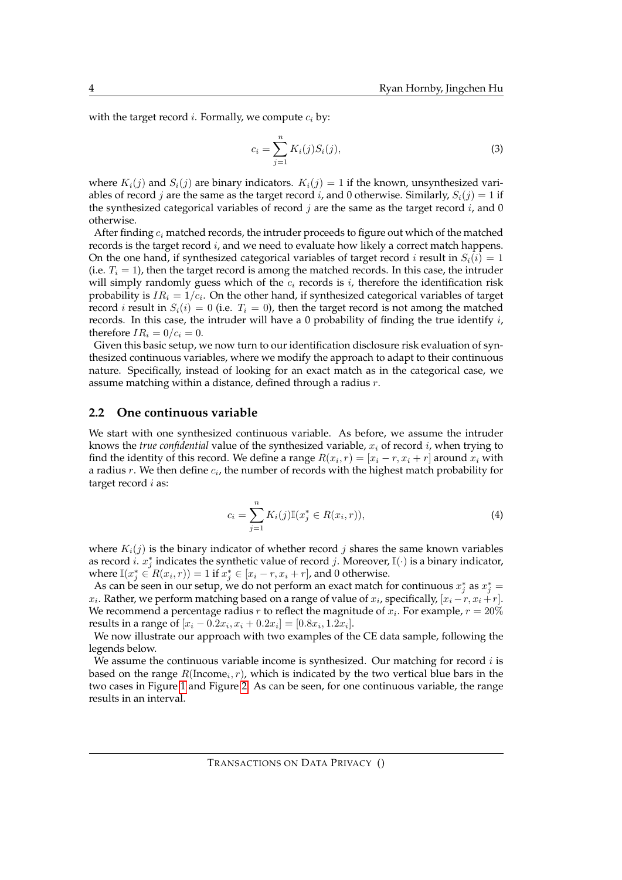with the target record $i$. Formally, we compute $c_i$ by:

$$c_i = \sum_{j=1}^{n} K_i(j) S_i(j), \tag{3}$$

where $K_i(j)$ and $S_i(j)$ are binary indicators. $K_i(j) = 1$ if the known, unsynthesized variables of record $j$ are the same as the target record $i$, and 0 otherwise. Similarly, $S_i(j) = 1$ if the synthesized categorical variables of record $j$ are the same as the target record $i$, and 0 otherwise.

After finding $c_i$ matched records, the intruder proceeds to figure out which of the matched records is the target record $i$, and we need to evaluate how likely a correct match happens. On the one hand, if synthesized categorical variables of target record $i$ result in $S_i(i) = 1$ (i.e. $T_i = 1$), then the target record is among the matched records. In this case, the intruder will simply randomly guess which of the $c_i$ records is $i$, therefore the identification risk probability is $IR_i = 1/c_i$. On the other hand, if synthesized categorical variables of target record $i$ result in $S_i(i) = 0$ (i.e. $T_i = 0$), then the target record is not among the matched records. In this case, the intruder will have a 0 probability of finding the true identify $i$, therefore $IR_i = 0/c_i = 0$.

Given this basic setup, we now turn to our identification disclosure risk evaluation of synthesized continuous variables, where we modify the approach to adapt to their continuous nature. Specifically, instead of looking for an exact match as in the categorical case, we assume matching within a distance, defined through a radius $r$.

## 2.2 One continuous variable

We start with one synthesized continuous variable. As before, we assume the intruder knows the *true confidential* value of the synthesized variable, $x_i$ of record $i$, when trying to find the identity of this record. We define a range $R(x_i, r) = [x_i - r, x_i + r]$ around $x_i$ with a radius $r$. We then define $c_i$, the number of records with the highest match probability for target record $i$ as:

$$c_i = \sum_{j=1}^{n} K_i(j) \mathbb{I}(x_j^* \in R(x_i, r)), \tag{4}$$

where $K_i(j)$ is the binary indicator of whether record $j$ shares the same known variables as record $i$. $x_j^*$ indicates the synthetic value of record $j$. Moreover, $\mathbb{I}(\cdot)$ is a binary indicator, where $\mathbb{I}(x_j^* \in R(x_i, r)) = 1$ if $x_j^* \in [x_i - r, x_i + r]$, and 0 otherwise.

As can be seen in our setup, we do not perform an exact match for continuous $x_j^*$ as $x_j^* = x_i$. Rather, we perform matching based on a range of value of $x_i$, specifically, $[x_i - r, x_i + r]$. We recommend a percentage radius $r$ to reflect the magnitude of $x_i$. For example, $r = 20\%$ results in a range of $[x_i - 0.2x_i, x_i + 0.2x_i] = [0.8x_i, 1.2x_i]$.

We now illustrate our approach with two examples of the CE data sample, following the legends below.

We assume the continuous variable income is synthesized. Our matching for record $i$ is based on the range $R(\text{Income}_i, r)$, which is indicated by the two vertical blue bars in the two cases in Figure 1 and Figure 2. As can be seen, for one continuous variable, the range results in an interval.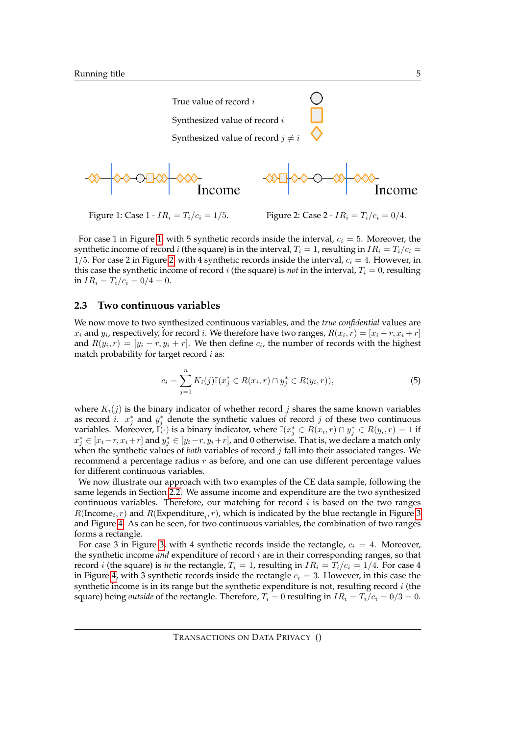True value of record $i$

Synthesized value of record $i$

Synthesized value of record $j \neq i$

Figure 1: Case 1 - $IR_i = T_i/c_i = 1/5$.

Figure 2: Case 2 - $IR_i = T_i/c_i = 0/4$.

For case 1 in Figure 1, with 5 synthetic records inside the interval, $c_i = 5$. Moreover, the synthetic income of record $i$ (the square) is in the interval, $T_i = 1$, resulting in $IR_i = T_i/c_i = 1/5$. For case 2 in Figure 2, with 4 synthetic records inside the interval, $c_i = 4$. However, in this case the synthetic income of record $i$ (the square) is *not* in the interval, $T_i = 0$, resulting in $IR_i = T_i/c_i = 0/4 = 0$.

### 2.3 Two continuous variables

We now move to two synthesized continuous variables, and the *true confidential* values are $x_i$ and $y_i$, respectively, for record $i$. We therefore have two ranges, $R(x_i, r) = [x_i - r, x_i + r]$ and $R(y_i, r) = [y_i - r, y_i + r]$. We then define $c_i$, the number of records with the highest match probability for target record $i$ as:

$$c_i = \sum_{j=1}^{n} K_i(j) \mathbb{I}(x_j^* \in R(x_i, r) \cap y_j^* \in R(y_i, r)), \tag{5}$$

where $K_i(j)$ is the binary indicator of whether record $j$ shares the same known variables as record $i$. $x_j^*$ and $y_j^*$ denote the synthetic values of record $j$ of these two continuous variables. Moreover, $\mathbb{I}(\cdot)$ is a binary indicator, where $\mathbb{I}(x_j^* \in R(x_i, r) \cap y_j^* \in R(y_i, r)) = 1$ if $x_j^* \in [x_i - r, x_i + r]$ and $y_j^* \in [y_i - r, y_i + r]$, and 0 otherwise. That is, we declare a match only when the synthetic values of *both* variables of record $j$ fall into their associated ranges. We recommend a percentage radius $r$ as before, and one can use different percentage values for different continuous variables.

We now illustrate our approach with two examples of the CE data sample, following the same legends in Section 2.2. We assume income and expenditure are the two synthesized continuous variables. Therefore, our matching for record $i$ is based on the two ranges $R(\text{Income}_i, r)$ and $R(\text{Expenditure}_i, r)$, which is indicated by the blue rectangle in Figure 3 and Figure 4. As can be seen, for two continuous variables, the combination of two ranges forms a rectangle.

For case 3 in Figure 3, with 4 synthetic records inside the rectangle, $c_i = 4$. Moreover, the synthetic income *and* expenditure of record $i$ are in their corresponding ranges, so that record $i$ (the square) is *in* the rectangle, $T_i = 1$, resulting in $IR_i = T_i/c_i = 1/4$. For case 4 in Figure 4, with 3 synthetic records inside the rectangle $c_i = 3$. However, in this case the synthetic income is in its range but the synthetic expenditure is not, resulting record $i$ (the square) being *outside* of the rectangle. Therefore, $T_i = 0$ resulting in $IR_i = T_i/c_i = 0/3 = 0$.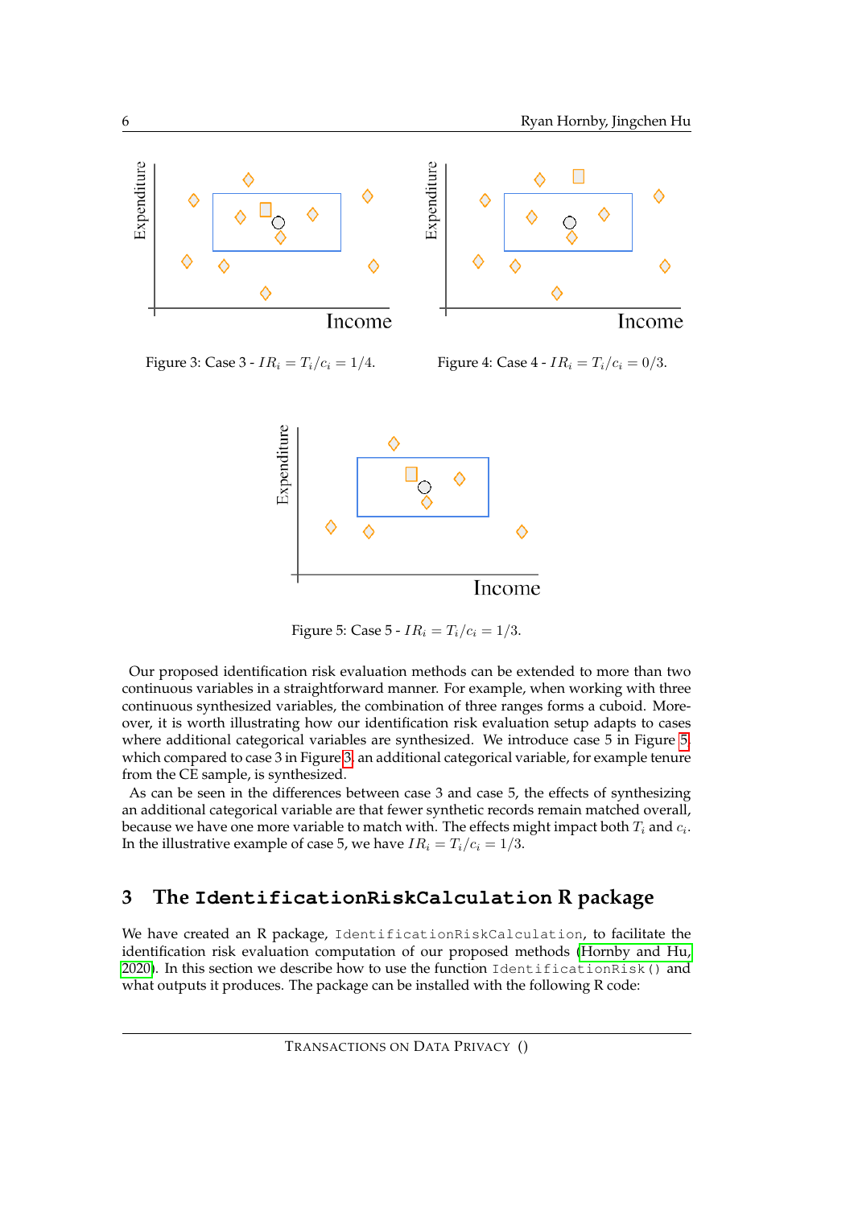Figure 3: Case 3 - $IR_i = T_i/c_i = 1/4$.

Figure 4: Case 4 - $IR_i = T_i/c_i = 0/3$.

Figure 5: Case 5 - $IR_i = T_i/c_i = 1/3$.

Our proposed identification risk evaluation methods can be extended to more than two continuous variables in a straightforward manner. For example, when working with three continuous synthesized variables, the combination of three ranges forms a cuboid. Moreover, it is worth illustrating how our identification risk evaluation setup adapts to cases where additional categorical variables are synthesized. We introduce case 5 in Figure 5, which compared to case 3 in Figure 3, an additional categorical variable, for example tenure from the CE sample, is synthesized.

As can be seen in the differences between case 3 and case 5, the effects of synthesizing an additional categorical variable are that fewer synthetic records remain matched overall, because we have one more variable to match with. The effects might impact both $T_i$ and $c_i$. In the illustrative example of case 5, we have $IR_i = T_i/c_i = 1/3$.

## 3 The `IdentificationRiskCalculation` R package

We have created an R package, `IdentificationRiskCalculation`, to facilitate the identification risk evaluation computation of our proposed methods (Hornby and Hu, 2020). In this section we describe how to use the function `IdentificationRisk()` and what outputs it produces. The package can be installed with the following R code: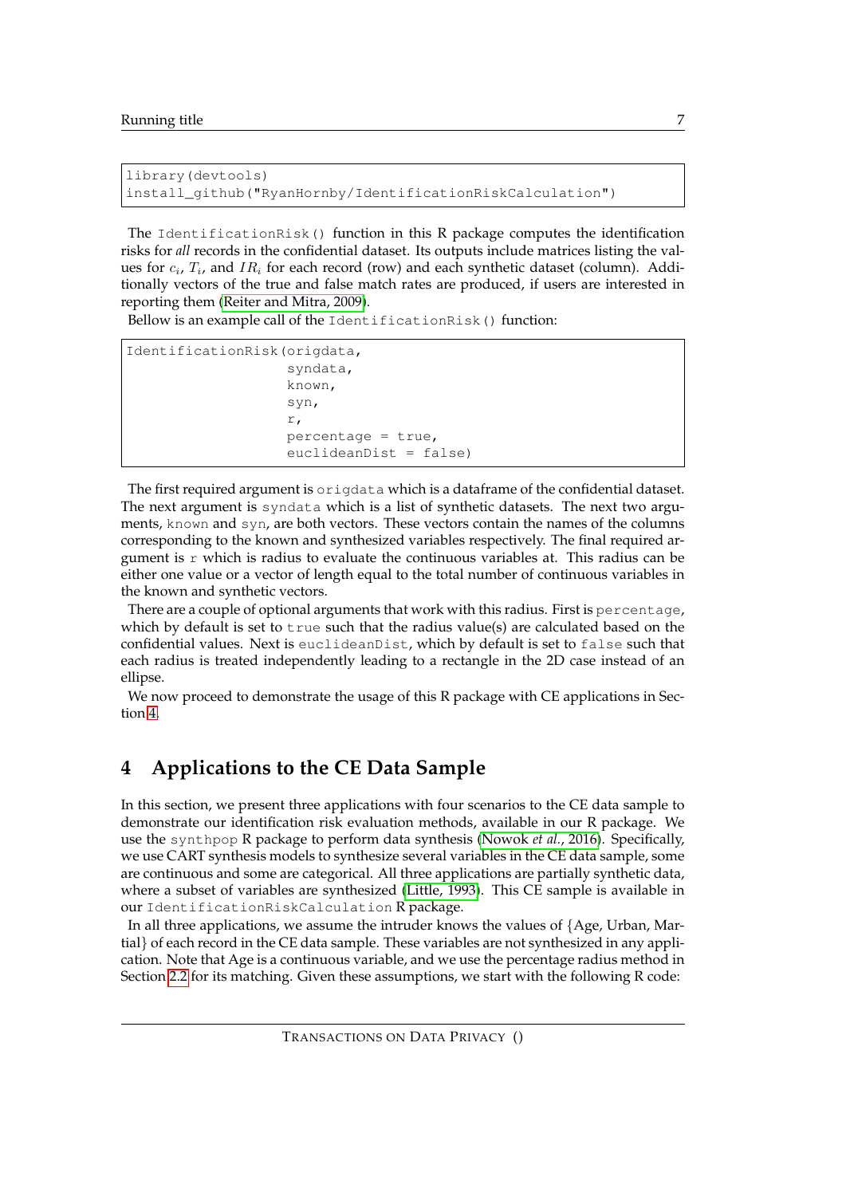```
library(devtools)
install_github("RyanHornby/IdentificationRiskCalculation")
```

The `IdentificationRisk()` function in this R package computes the identification risks for *all* records in the confidential dataset. Its outputs include matrices listing the values for $c_i$, $T_i$, and $IR_i$ for each record (row) and each synthetic dataset (column). Additionally vectors of the true and false match rates are produced, if users are interested in reporting them (Reiter and Mitra, 2009).

Bellow is an example call of the `IdentificationRisk()` function:

```
IdentificationRisk(origdata,
                   syndata,
                   known,
                   syn,
                   r,
                   percentage = true,
                   euclideanDist = false)
```

The first required argument is `origdata` which is a dataframe of the confidential dataset. The next argument is `syndata` which is a list of synthetic datasets. The next two arguments, `known` and `syn`, are both vectors. These vectors contain the names of the columns corresponding to the known and synthesized variables respectively. The final required argument is `r` which is radius to evaluate the continuous variables at. This radius can be either one value or a vector of length equal to the total number of continuous variables in the known and synthetic vectors.

There are a couple of optional arguments that work with this radius. First is `percentage`, which by default is set to `true` such that the radius value(s) are calculated based on the confidential values. Next is `euclideanDist`, which by default is set to `false` such that each radius is treated independently leading to a rectangle in the 2D case instead of an ellipse.

We now proceed to demonstrate the usage of this R package with CE applications in Section 4.

# 4 Applications to the CE Data Sample

In this section, we present three applications with four scenarios to the CE data sample to demonstrate our identification risk evaluation methods, available in our R package. We use the `synthpop` R package to perform data synthesis (Nowok *et al.*, 2016). Specifically, we use CART synthesis models to synthesize several variables in the CE data sample, some are continuous and some are categorical. All three applications are partially synthetic data, where a subset of variables are synthesized (Little, 1993). This CE sample is available in our `IdentificationRiskCalculation` R package.

In all three applications, we assume the intruder knows the values of {Age, Urban, Marital} of each record in the CE data sample. These variables are not synthesized in any application. Note that Age is a continuous variable, and we use the percentage radius method in Section 2.2 for its matching. Given these assumptions, we start with the following R code: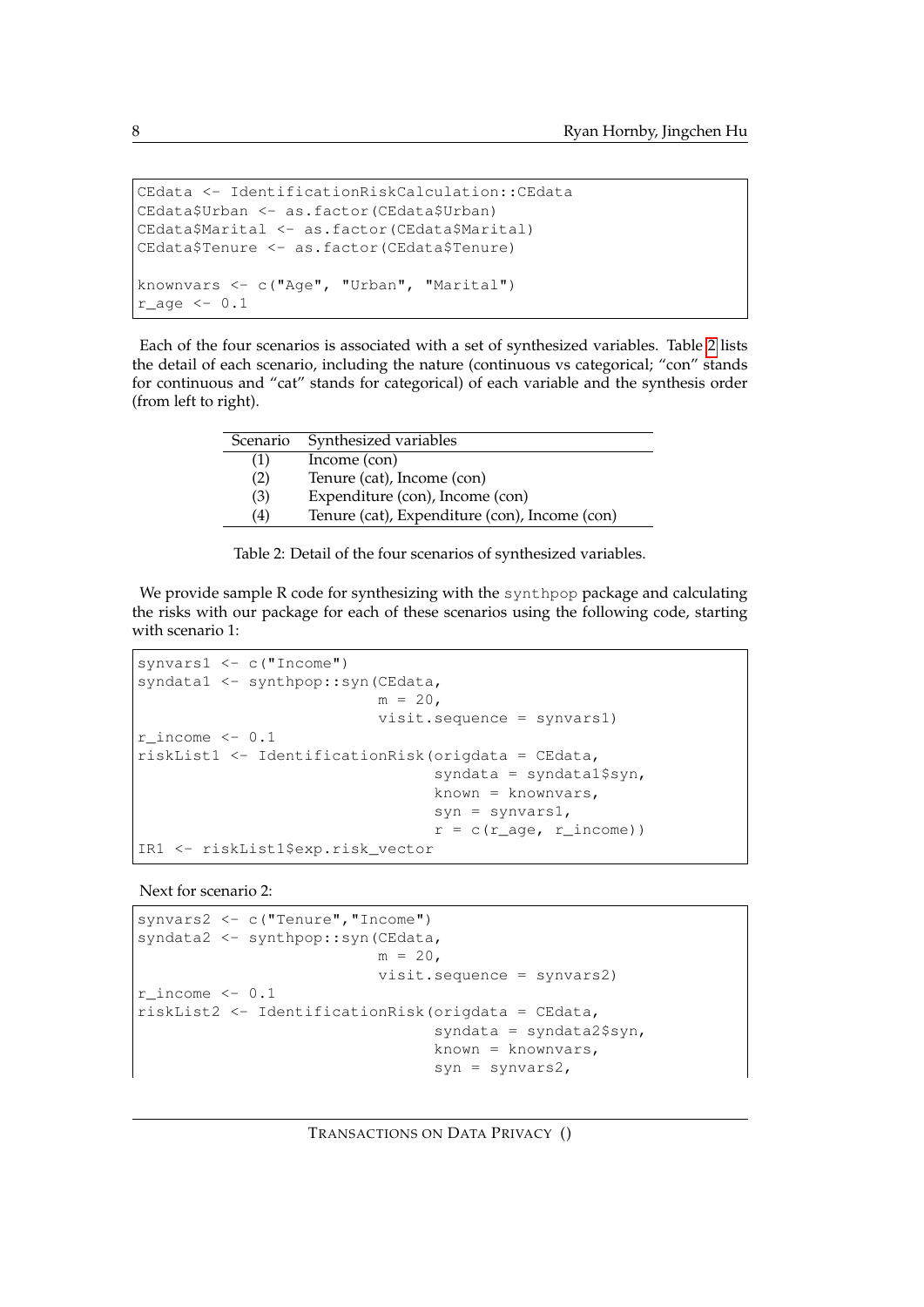```
CEdata <- IdentificationRiskCalculation::CEdata
CEdata$Urban <- as.factor(CEdata$Urban)
CEdata$Marital <- as.factor(CEdata$Marital)
CEdata$Tenure <- as.factor(CEdata$Tenure)

knownvars <- c("Age", "Urban", "Marital")
r_age <- 0.1
```

Each of the four scenarios is associated with a set of synthesized variables. Table 2 lists the detail of each scenario, including the nature (continuous vs categorical; "con" stands for continuous and "cat" stands for categorical) of each variable and the synthesis order (from left to right).

| Scenario | Synthesized variables |
|---|---|
| (1) | Income (con) |
| (2) | Tenure (cat), Income (con) |
| (3) | Expenditure (con), Income (con) |
| (4) | Tenure (cat), Expenditure (con), Income (con) |

Table 2: Detail of the four scenarios of synthesized variables.

We provide sample R code for synthesizing with the synthpop package and calculating the risks with our package for each of these scenarios using the following code, starting with scenario 1:

```
synvars1 <- c("Income")
syndata1 <- synthpop::syn(CEdata,
                          m = 20,
                          visit.sequence = synvars1)
r_income <- 0.1
riskList1 <- IdentificationRisk(origdata = CEdata,
                                syndata = syndata1$syn,
                                known = knownvars,
                                syn = synvars1,
                                r = c(r_age, r_income))
IR1 <- riskList1$exp.risk_vector
```

Next for scenario 2:

```
synvars2 <- c("Tenure","Income")
syndata2 <- synthpop::syn(CEdata,
                          m = 20,
                          visit.sequence = synvars2)
r_income <- 0.1
riskList2 <- IdentificationRisk(origdata = CEdata,
                                syndata = syndata2$syn,
                                known = knownvars,
                                syn = synvars2,
```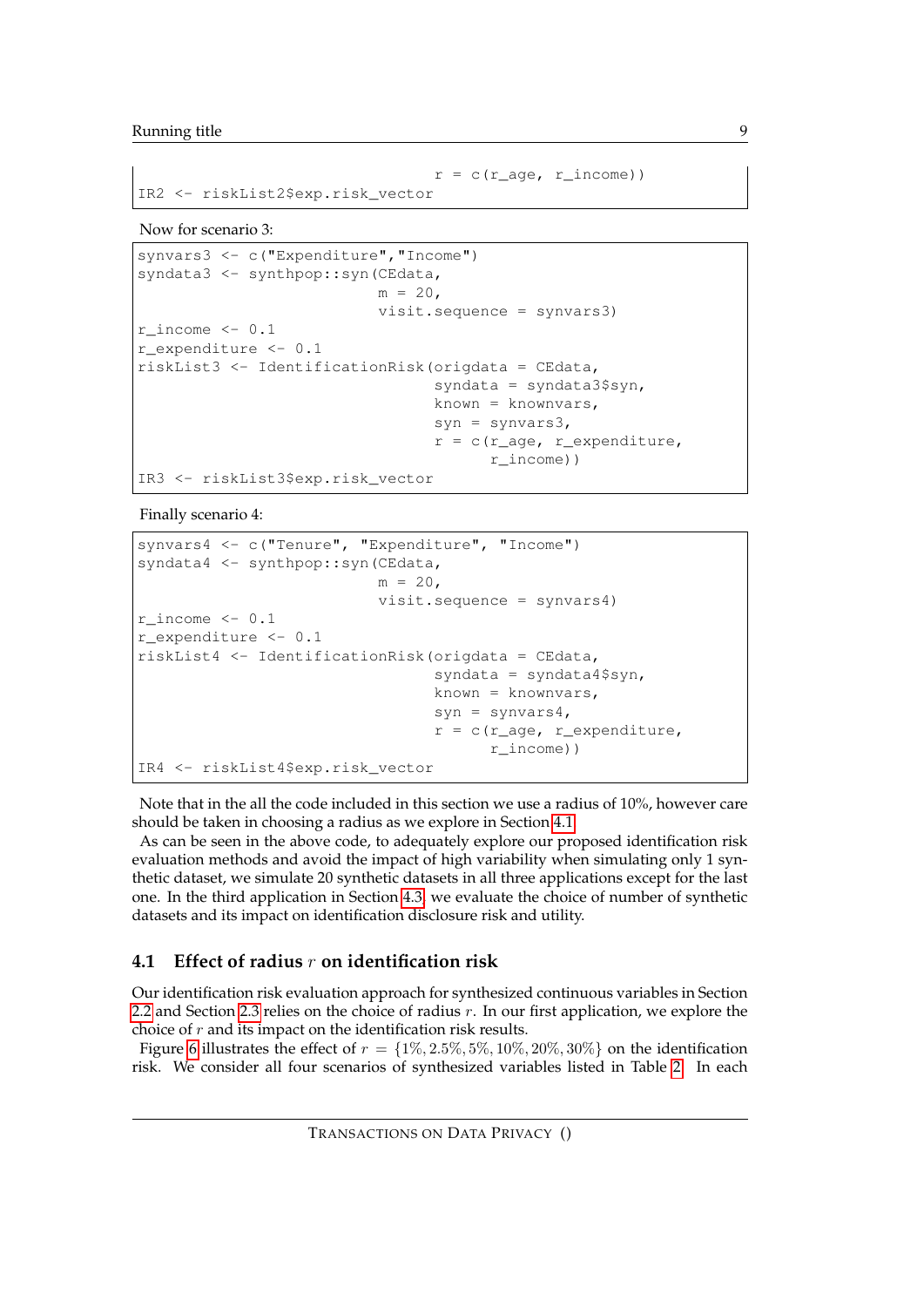```
                                r = c(r_age, r_income))
IR2 <- riskList2$exp.risk_vector
```

Now for scenario 3:

```
synvars3 <- c("Expenditure","Income")
syndata3 <- synthpop::syn(CEdata,
                          m = 20,
                          visit.sequence = synvars3)
r_income <- 0.1
r_expenditure <- 0.1
riskList3 <- IdentificationRisk(origdata = CEdata,
                                syndata = syndata3$syn,
                                known = knownvars,
                                syn = synvars3,
                                r = c(r_age, r_expenditure,
                                      r_income))
IR3 <- riskList3$exp.risk_vector
```

Finally scenario 4:

```
synvars4 <- c("Tenure", "Expenditure", "Income")
syndata4 <- synthpop::syn(CEdata,
                          m = 20,
                          visit.sequence = synvars4)
r_income <- 0.1
r_expenditure <- 0.1
riskList4 <- IdentificationRisk(origdata = CEdata,
                                syndata = syndata4$syn,
                                known = knownvars,
                                syn = synvars4,
                                r = c(r_age, r_expenditure,
                                      r_income))
IR4 <- riskList4$exp.risk_vector
```

Note that in the all the code included in this section we use a radius of 10%, however care should be taken in choosing a radius as we explore in Section 4.1.

As can be seen in the above code, to adequately explore our proposed identification risk evaluation methods and avoid the impact of high variability when simulating only 1 synthetic dataset, we simulate 20 synthetic datasets in all three applications except for the last one. In the third application in Section 4.3, we evaluate the choice of number of synthetic datasets and its impact on identification disclosure risk and utility.

### 4.1 Effect of radius $r$ on identification risk

Our identification risk evaluation approach for synthesized continuous variables in Section 2.2 and Section 2.3 relies on the choice of radius $r$. In our first application, we explore the choice of $r$ and its impact on the identification risk results.

Figure 6 illustrates the effect of $r = \{1\%, 2.5\%, 5\%, 10\%, 20\%, 30\%\}$ on the identification risk. We consider all four scenarios of synthesized variables listed in Table 2. In each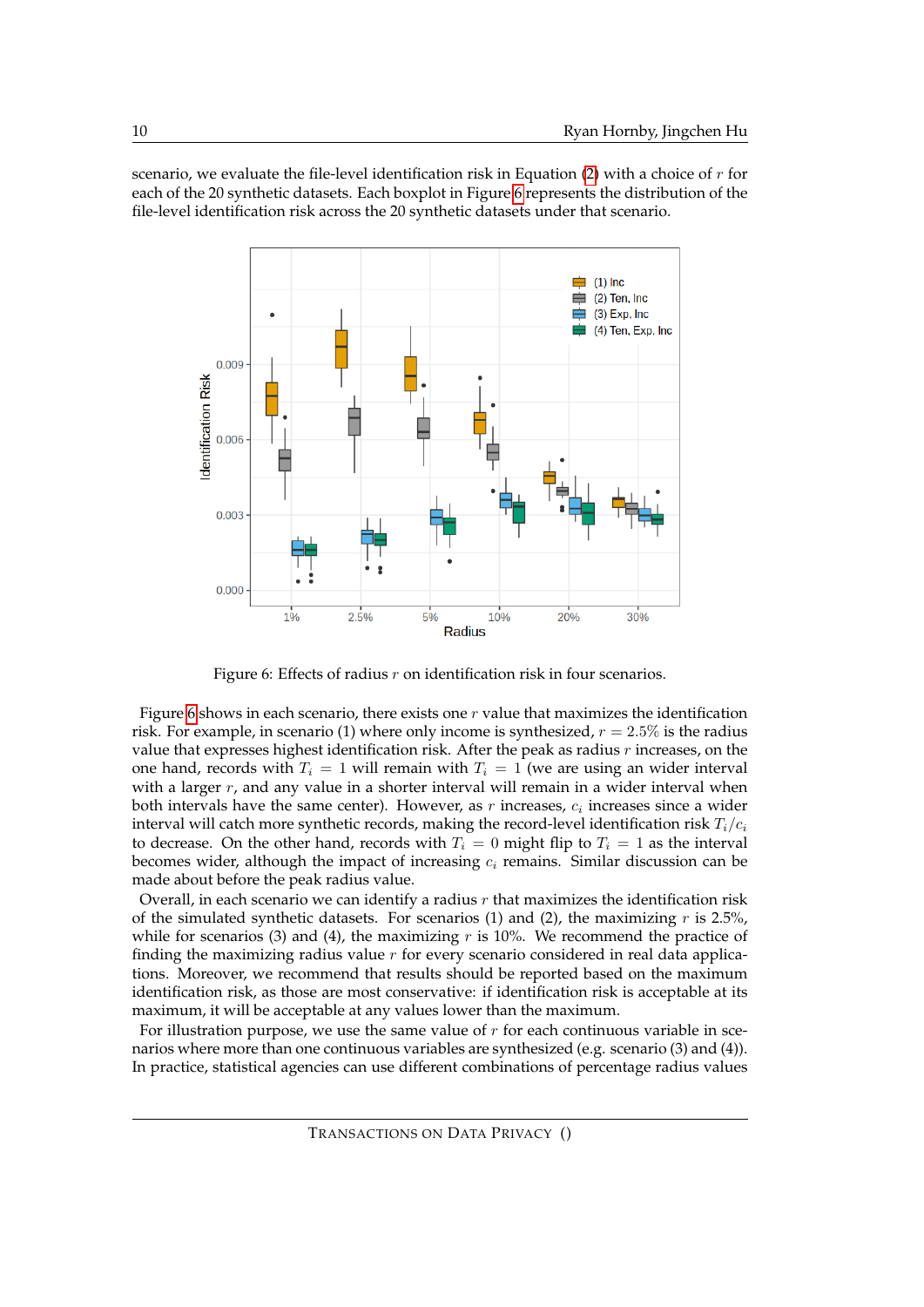scenario, we evaluate the file-level identification risk in Equation (2) with a choice of $r$ for each of the 20 synthetic datasets. Each boxplot in Figure 6 represents the distribution of the file-level identification risk across the 20 synthetic datasets under that scenario.

Figure 6: Effects of radius $r$ on identification risk in four scenarios.

Figure 6 shows in each scenario, there exists one $r$ value that maximizes the identification risk. For example, in scenario (1) where only income is synthesized, $r = 2.5\%$ is the radius value that expresses highest identification risk. After the peak as radius $r$ increases, on the one hand, records with $T_i = 1$ will remain with $T_i = 1$ (we are using an wider interval with a larger $r$, and any value in a shorter interval will remain in a wider interval when both intervals have the same center). However, as $r$ increases, $c_i$ increases since a wider interval will catch more synthetic records, making the record-level identification risk $T_i/c_i$ to decrease. On the other hand, records with $T_i = 0$ might flip to $T_i = 1$ as the interval becomes wider, although the impact of increasing $c_i$ remains. Similar discussion can be made about before the peak radius value.

Overall, in each scenario we can identify a radius $r$ that maximizes the identification risk of the simulated synthetic datasets. For scenarios (1) and (2), the maximizing $r$ is 2.5%, while for scenarios (3) and (4), the maximizing $r$ is 10%. We recommend the practice of finding the maximizing radius value $r$ for every scenario considered in real data applications. Moreover, we recommend that results should be reported based on the maximum identification risk, as those are most conservative: if identification risk is acceptable at its maximum, it will be acceptable at any values lower than the maximum.

For illustration purpose, we use the same value of $r$ for each continuous variable in scenarios where more than one continuous variables are synthesized (e.g. scenario (3) and (4)). In practice, statistical agencies can use different combinations of percentage radius values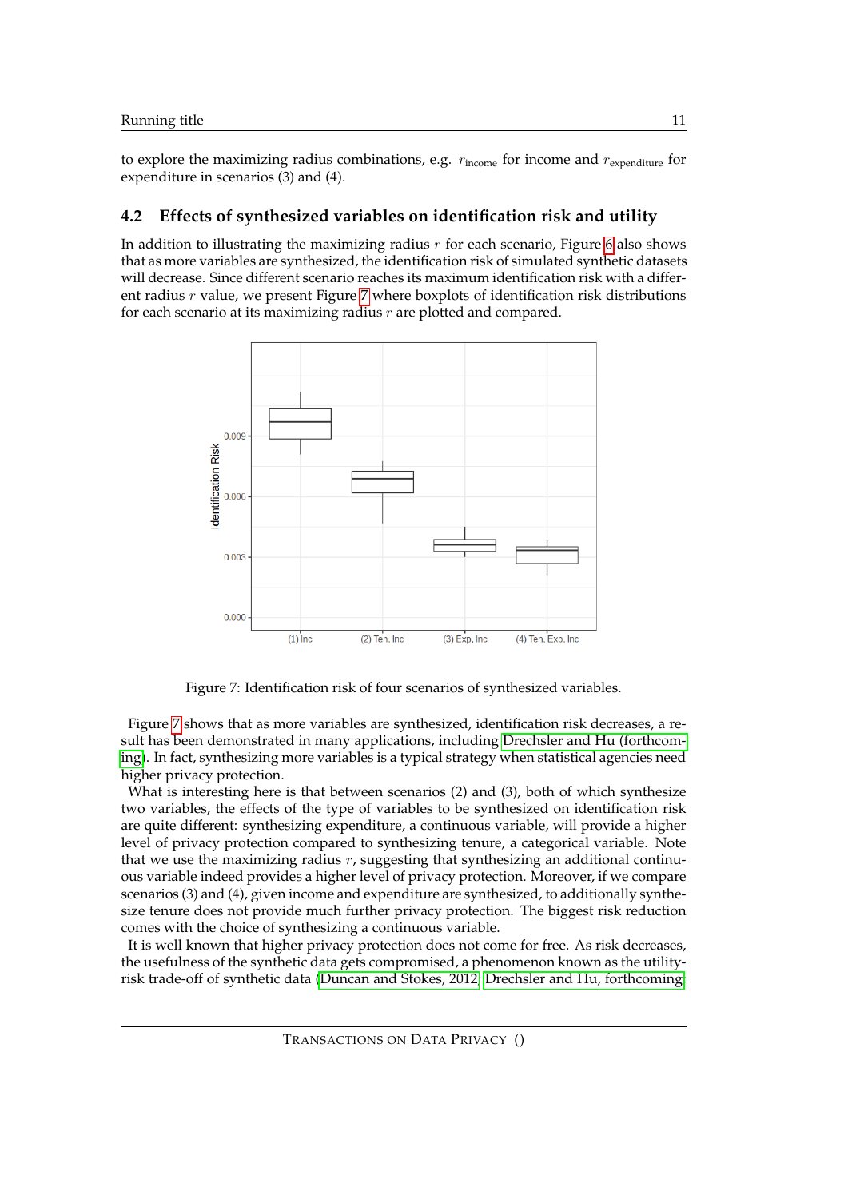to explore the maximizing radius combinations, e.g. $r_{\text{income}}$ for income and $r_{\text{expenditure}}$ for expenditure in scenarios (3) and (4).

## 4.2 Effects of synthesized variables on identification risk and utility

In addition to illustrating the maximizing radius $r$ for each scenario, Figure 6 also shows that as more variables are synthesized, the identification risk of simulated synthetic datasets will decrease. Since different scenario reaches its maximum identification risk with a different radius $r$ value, we present Figure 7 where boxplots of identification risk distributions for each scenario at its maximizing radius $r$ are plotted and compared.

Figure 7: Identification risk of four scenarios of synthesized variables.

Figure 7 shows that as more variables are synthesized, identification risk decreases, a result has been demonstrated in many applications, including Drechsler and Hu (forthcoming). In fact, synthesizing more variables is a typical strategy when statistical agencies need higher privacy protection.

What is interesting here is that between scenarios (2) and (3), both of which synthesize two variables, the effects of the type of variables to be synthesized on identification risk are quite different: synthesizing expenditure, a continuous variable, will provide a higher level of privacy protection compared to synthesizing tenure, a categorical variable. Note that we use the maximizing radius $r$, suggesting that synthesizing an additional continuous variable indeed provides a higher level of privacy protection. Moreover, if we compare scenarios (3) and (4), given income and expenditure are synthesized, to additionally synthesize tenure does not provide much further privacy protection. The biggest risk reduction comes with the choice of synthesizing a continuous variable.

It is well known that higher privacy protection does not come for free. As risk decreases, the usefulness of the synthetic data gets compromised, a phenomenon known as the utility-risk trade-off of synthetic data (Duncan and Stokes, 2012; Drechsler and Hu, forthcoming;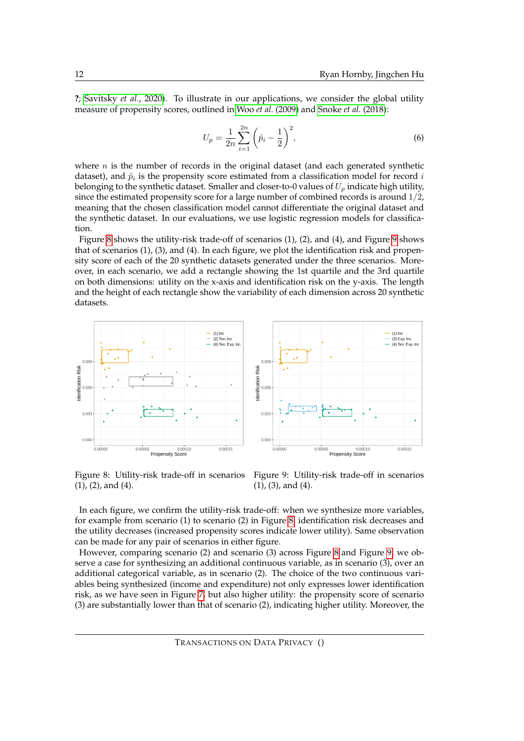?; Savitsky *et al.*, 2020). To illustrate in our applications, we consider the global utility measure of propensity scores, outlined in Woo *et al.* (2009) and Snoke *et al.* (2018):

$$U_p = \frac{1}{2n}\sum_{i=1}^{2n}\left(\hat{p}_i - \frac{1}{2}\right)^2, \tag{6}$$

where $n$ is the number of records in the original dataset (and each generated synthetic dataset), and $\hat{p}_i$ is the propensity score estimated from a classification model for record $i$ belonging to the synthetic dataset. Smaller and closer-to-0 values of $U_p$ indicate high utility, since the estimated propensity score for a large number of combined records is around $1/2$, meaning that the chosen classification model cannot differentiate the original dataset and the synthetic dataset. In our evaluations, we use logistic regression models for classification.

Figure 8 shows the utility-risk trade-off of scenarios (1), (2), and (4), and Figure 9 shows that of scenarios (1), (3), and (4). In each figure, we plot the identification risk and propensity score of each of the 20 synthetic datasets generated under the three scenarios. Moreover, in each scenario, we add a rectangle showing the 1st quartile and the 3rd quartile on both dimensions: utility on the x-axis and identification risk on the y-axis. The length and the height of each rectangle show the variability of each dimension across 20 synthetic datasets.

Figure 8: Utility-risk trade-off in scenarios (1), (2), and (4).

Figure 9: Utility-risk trade-off in scenarios (1), (3), and (4).

In each figure, we confirm the utility-risk trade-off: when we synthesize more variables, for example from scenario (1) to scenario (2) in Figure 8, identification risk decreases and the utility decreases (increased propensity scores indicate lower utility). Same observation can be made for any pair of scenarios in either figure.

However, comparing scenario (2) and scenario (3) across Figure 8 and Figure 9, we observe a case for synthesizing an additional continuous variable, as in scenario (3), over an additional categorical variable, as in scenario (2). The choice of the two continuous variables being synthesized (income and expenditure) not only expresses lower identification risk, as we have seen in Figure 7, but also higher utility: the propensity score of scenario (3) are substantially lower than that of scenario (2), indicating higher utility. Moreover, the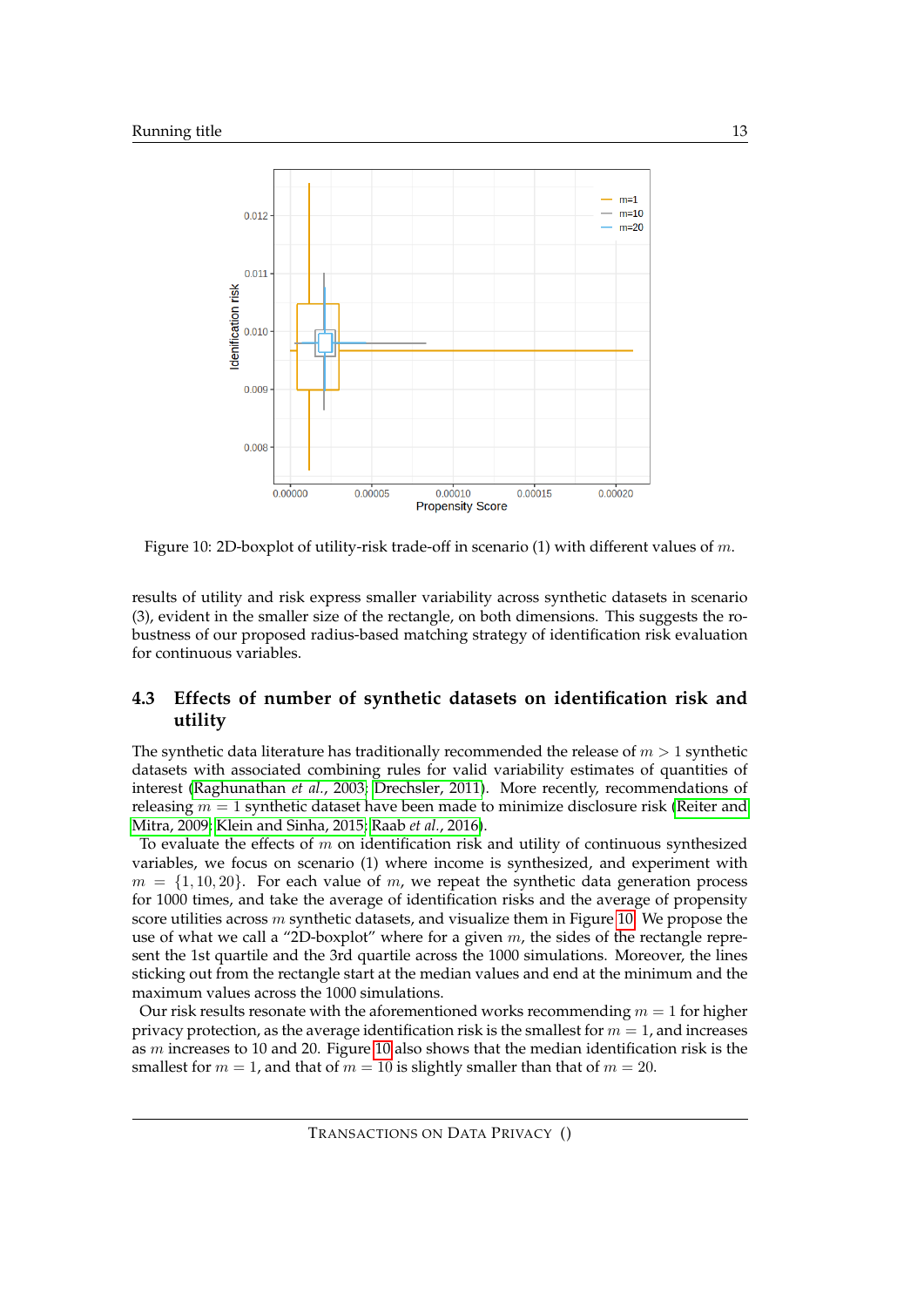Figure 10: 2D-boxplot of utility-risk trade-off in scenario (1) with different values of $m$.

results of utility and risk express smaller variability across synthetic datasets in scenario (3), evident in the smaller size of the rectangle, on both dimensions. This suggests the robustness of our proposed radius-based matching strategy of identification risk evaluation for continuous variables.

### 4.3 Effects of number of synthetic datasets on identification risk and utility

The synthetic data literature has traditionally recommended the release of $m > 1$ synthetic datasets with associated combining rules for valid variability estimates of quantities of interest (Raghunathan *et al.*, 2003; Drechsler, 2011). More recently, recommendations of releasing $m = 1$ synthetic dataset have been made to minimize disclosure risk (Reiter and Mitra, 2009; Klein and Sinha, 2015; Raab *et al.*, 2016).

To evaluate the effects of $m$ on identification risk and utility of continuous synthesized variables, we focus on scenario (1) where income is synthesized, and experiment with $m = \{1, 10, 20\}$. For each value of $m$, we repeat the synthetic data generation process for 1000 times, and take the average of identification risks and the average of propensity score utilities across $m$ synthetic datasets, and visualize them in Figure 10. We propose the use of what we call a "2D-boxplot" where for a given $m$, the sides of the rectangle represent the 1st quartile and the 3rd quartile across the 1000 simulations. Moreover, the lines sticking out from the rectangle start at the median values and end at the minimum and the maximum values across the 1000 simulations.

Our risk results resonate with the aforementioned works recommending $m = 1$ for higher privacy protection, as the average identification risk is the smallest for $m = 1$, and increases as $m$ increases to 10 and 20. Figure 10 also shows that the median identification risk is the smallest for $m = 1$, and that of $m = 10$ is slightly smaller than that of $m = 20$.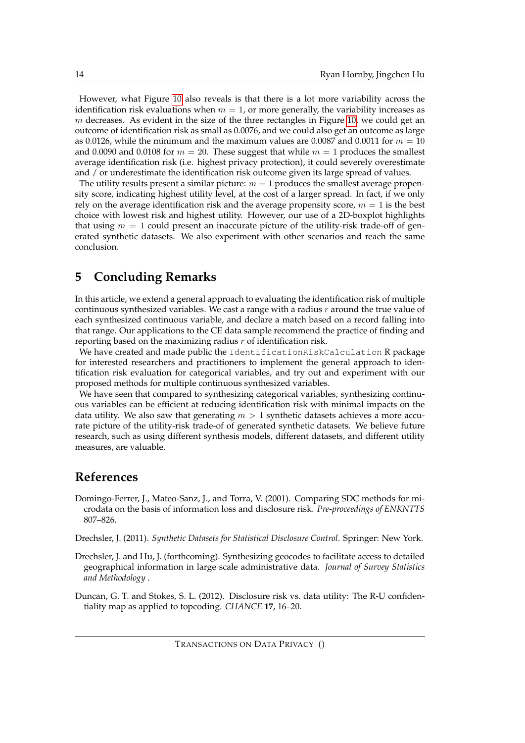However, what Figure 10 also reveals is that there is a lot more variability across the identification risk evaluations when $m = 1$, or more generally, the variability increases as $m$ decreases. As evident in the size of the three rectangles in Figure 10, we could get an outcome of identification risk as small as 0.0076, and we could also get an outcome as large as 0.0126, while the minimum and the maximum values are 0.0087 and 0.0011 for $m = 10$ and 0.0090 and 0.0108 for $m = 20$. These suggest that while $m = 1$ produces the smallest average identification risk (i.e. highest privacy protection), it could severely overestimate and / or underestimate the identification risk outcome given its large spread of values.

The utility results present a similar picture: $m = 1$ produces the smallest average propensity score, indicating highest utility level, at the cost of a larger spread. In fact, if we only rely on the average identification risk and the average propensity score, $m = 1$ is the best choice with lowest risk and highest utility. However, our use of a 2D-boxplot highlights that using $m = 1$ could present an inaccurate picture of the utility-risk trade-off of generated synthetic datasets. We also experiment with other scenarios and reach the same conclusion.

# 5 Concluding Remarks

In this article, we extend a general approach to evaluating the identification risk of multiple continuous synthesized variables. We cast a range with a radius $r$ around the true value of each synthesized continuous variable, and declare a match based on a record falling into that range. Our applications to the CE data sample recommend the practice of finding and reporting based on the maximizing radius $r$ of identification risk.

We have created and made public the `IdentificationRiskCalculation` R package for interested researchers and practitioners to implement the general approach to identification risk evaluation for categorical variables, and try out and experiment with our proposed methods for multiple continuous synthesized variables.

We have seen that compared to synthesizing categorical variables, synthesizing continuous variables can be efficient at reducing identification risk with minimal impacts on the data utility. We also saw that generating $m > 1$ synthetic datasets achieves a more accurate picture of the utility-risk trade-of of generated synthetic datasets. We believe future research, such as using different synthesis models, different datasets, and different utility measures, are valuable.

# References

Domingo-Ferrer, J., Mateo-Sanz, J., and Torra, V. (2001). Comparing SDC methods for microdata on the basis of information loss and disclosure risk. *Pre-proceedings of ENKNTTS* 807–826.

Drechsler, J. (2011). *Synthetic Datasets for Statistical Disclosure Control*. Springer: New York.

Drechsler, J. and Hu, J. (forthcoming). Synthesizing geocodes to facilitate access to detailed geographical information in large scale administrative data. *Journal of Survey Statistics and Methodology* .

Duncan, G. T. and Stokes, S. L. (2012). Disclosure risk vs. data utility: The R-U confidentiality map as applied to topcoding. *CHANCE* **17**, 16–20.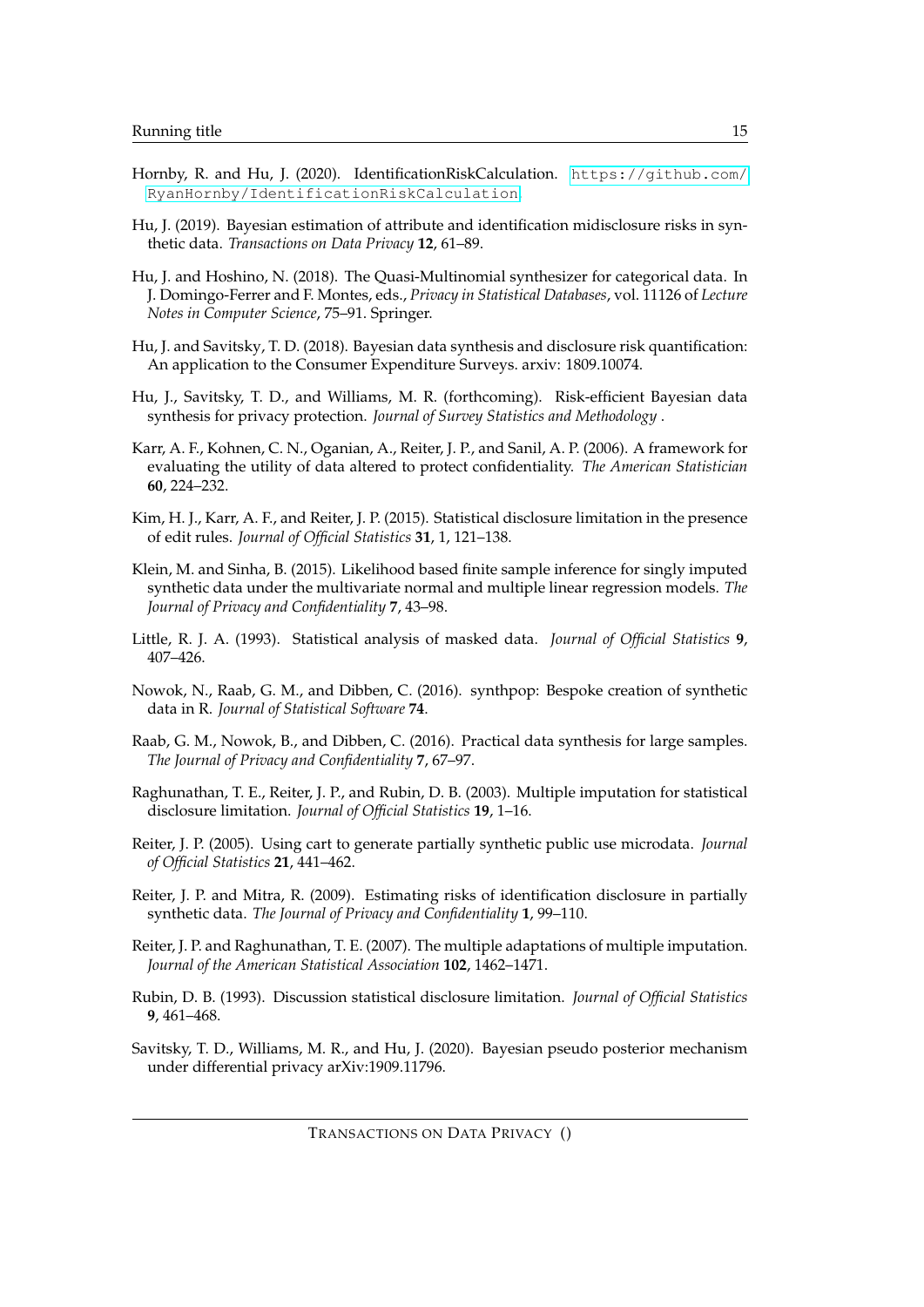Hornby, R. and Hu, J. (2020). IdentificationRiskCalculation. https://github.com/RyanHornby/IdentificationRiskCalculation.

Hu, J. (2019). Bayesian estimation of attribute and identification midisclosure risks in synthetic data. *Transactions on Data Privacy* **12**, 61–89.

Hu, J. and Hoshino, N. (2018). The Quasi-Multinomial synthesizer for categorical data. In J. Domingo-Ferrer and F. Montes, eds., *Privacy in Statistical Databases*, vol. 11126 of *Lecture Notes in Computer Science*, 75–91. Springer.

Hu, J. and Savitsky, T. D. (2018). Bayesian data synthesis and disclosure risk quantification: An application to the Consumer Expenditure Surveys. arxiv: 1809.10074.

Hu, J., Savitsky, T. D., and Williams, M. R. (forthcoming). Risk-efficient Bayesian data synthesis for privacy protection. *Journal of Survey Statistics and Methodology* .

Karr, A. F., Kohnen, C. N., Oganian, A., Reiter, J. P., and Sanil, A. P. (2006). A framework for evaluating the utility of data altered to protect confidentiality. *The American Statistician* **60**, 224–232.

Kim, H. J., Karr, A. F., and Reiter, J. P. (2015). Statistical disclosure limitation in the presence of edit rules. *Journal of Official Statistics* **31**, 1, 121–138.

Klein, M. and Sinha, B. (2015). Likelihood based finite sample inference for singly imputed synthetic data under the multivariate normal and multiple linear regression models. *The Journal of Privacy and Confidentiality* **7**, 43–98.

Little, R. J. A. (1993). Statistical analysis of masked data. *Journal of Official Statistics* **9**, 407–426.

Nowok, N., Raab, G. M., and Dibben, C. (2016). synthpop: Bespoke creation of synthetic data in R. *Journal of Statistical Software* **74**.

Raab, G. M., Nowok, B., and Dibben, C. (2016). Practical data synthesis for large samples. *The Journal of Privacy and Confidentiality* **7**, 67–97.

Raghunathan, T. E., Reiter, J. P., and Rubin, D. B. (2003). Multiple imputation for statistical disclosure limitation. *Journal of Official Statistics* **19**, 1–16.

Reiter, J. P. (2005). Using cart to generate partially synthetic public use microdata. *Journal of Official Statistics* **21**, 441–462.

Reiter, J. P. and Mitra, R. (2009). Estimating risks of identification disclosure in partially synthetic data. *The Journal of Privacy and Confidentiality* **1**, 99–110.

Reiter, J. P. and Raghunathan, T. E. (2007). The multiple adaptations of multiple imputation. *Journal of the American Statistical Association* **102**, 1462–1471.

Rubin, D. B. (1993). Discussion statistical disclosure limitation. *Journal of Official Statistics* **9**, 461–468.

Savitsky, T. D., Williams, M. R., and Hu, J. (2020). Bayesian pseudo posterior mechanism under differential privacy arXiv:1909.11796.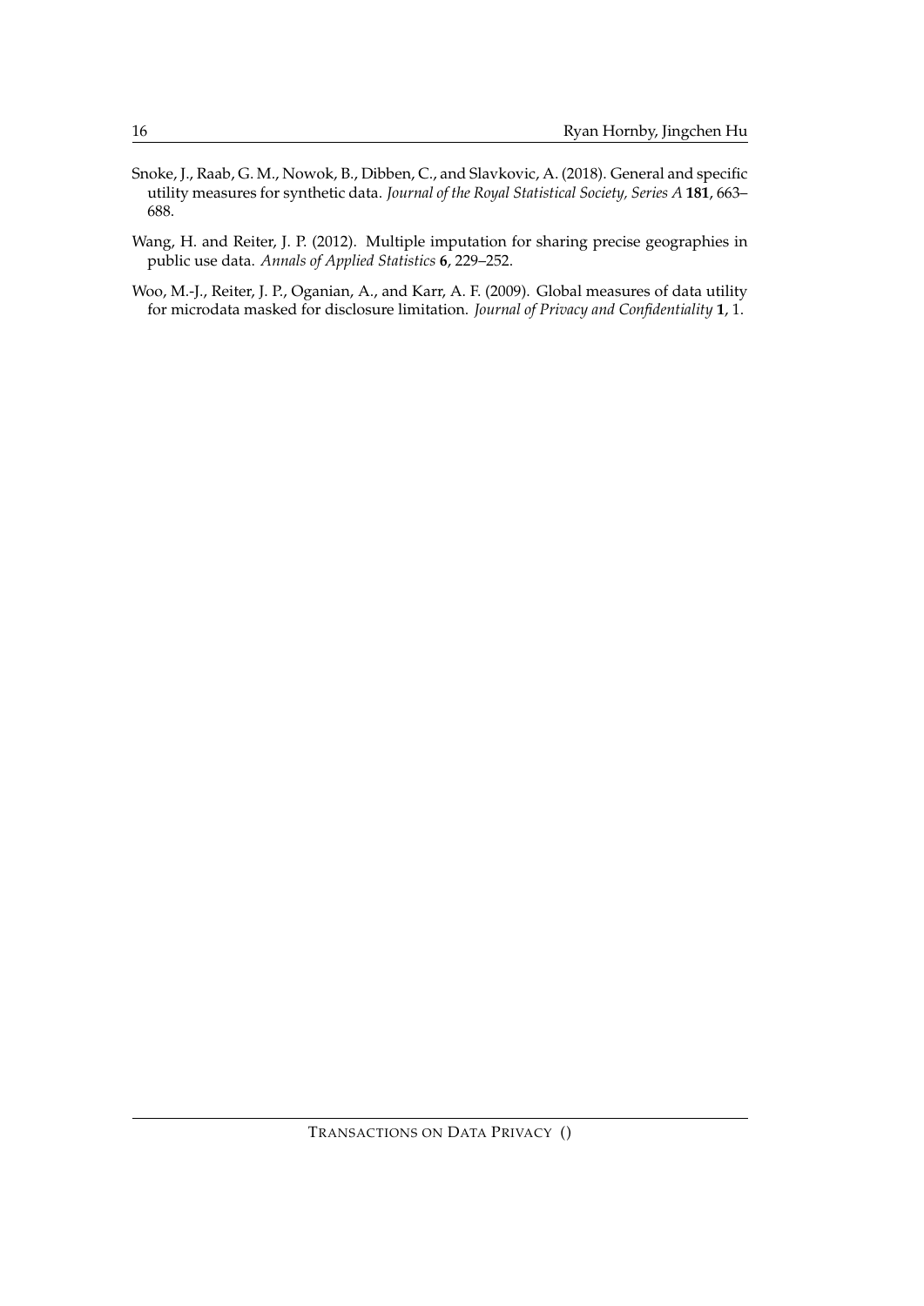Snoke, J., Raab, G. M., Nowok, B., Dibben, C., and Slavkovic, A. (2018). General and specific utility measures for synthetic data. *Journal of the Royal Statistical Society, Series A* **181**, 663–688.

Wang, H. and Reiter, J. P. (2012). Multiple imputation for sharing precise geographies in public use data. *Annals of Applied Statistics* **6**, 229–252.

Woo, M.-J., Reiter, J. P., Oganian, A., and Karr, A. F. (2009). Global measures of data utility for microdata masked for disclosure limitation. *Journal of Privacy and Confidentiality* **1**, 1.